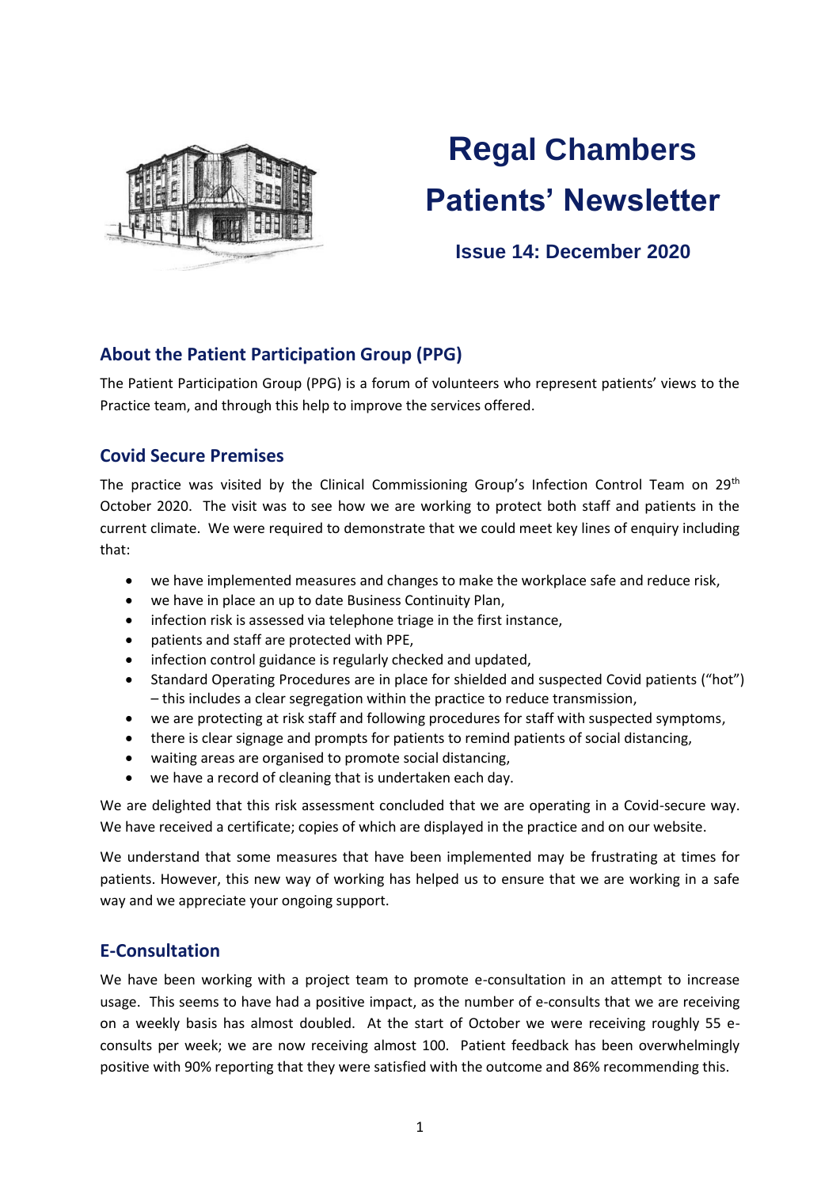# Regal Chambers Patients' Newsletter

### Issue 14: December 2020

## About the Patient Participation Group (PPG)

The Patient Participation Group (PPG) is a forum of volunteers who represent patients' views to the Practice team, and through this help to improve the services offered.

## Covid Secure Premises

The practice was visited by the Clinical Commissioning Group's Infection Control Team on 29th October 2020. The visit was to see how we are working to protect both staff and patients in the current climate. We were required to demonstrate that we could meet key lines of enquiry including that:

- we have implemented measures and changes to make the workplace safe and reduce risk,
- we have in place an up to date Business Continuity Plan,
- infection risk is assessed via telephone triage in the first instance,
- patients and staff are protected with PPE,
- infection control guidance is regularly checked and updated,
- Standard Operating Procedures are in place for shielded and suspected Covid patients ("hot") – this includes a clear segregation within the practice to reduce transmission,
- we are protecting at risk staff and following procedures for staff with suspected symptoms,
- there is clear signage and prompts for patients to remind patients of social distancing,
- waiting areas are organised to promote social distancing,
- we have a record of cleaning that is undertaken each day.

We are delighted that this risk assessment concluded that we are operating in a Covid-secure way. We have received a certificate; copies of which are displayed in the practice and on our website.

We understand that some measures that have been implemented may be frustrating at times for patients. However, this new way of working has helped us to ensure that we are working in a safe way and we appreciate your ongoing support.

## E-Consultation

We have been working with a project team to promote e-consultation in an attempt to increase usage. This seems to have had a positive impact, as the number of e-consults that we are receiving on a weekly basis has almost doubled. At the start of October we were receiving roughly 55 e-consults per week; we are now receiving almost 100. Patient feedback has been overwhelmingly positive with 90% reporting that they were satisfied with the outcome and 86% recommending this.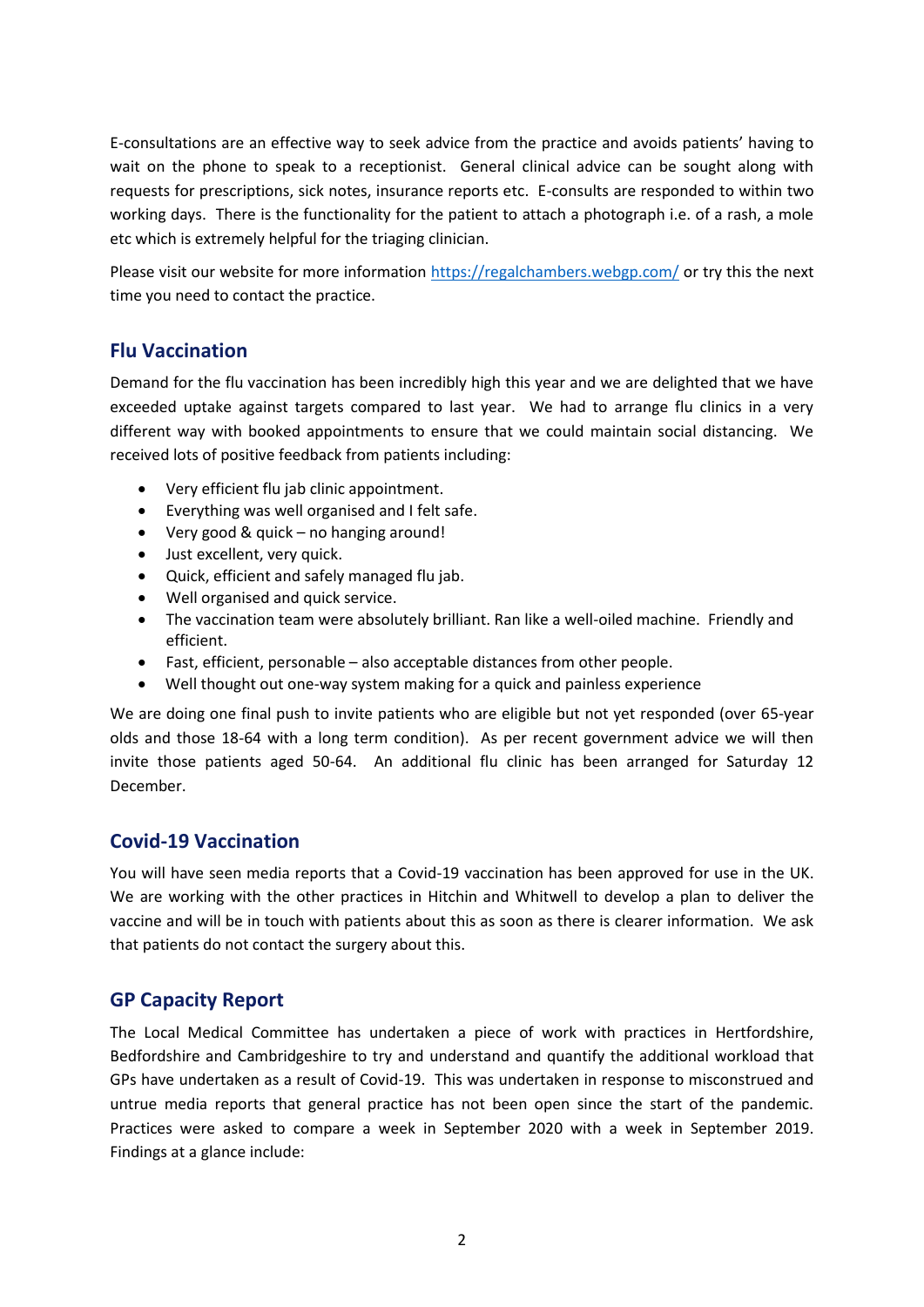E-consultations are an effective way to seek advice from the practice and avoids patients' having to wait on the phone to speak to a receptionist. General clinical advice can be sought along with requests for prescriptions, sick notes, insurance reports etc. E-consults are responded to within two working days. There is the functionality for the patient to attach a photograph i.e. of a rash, a mole etc which is extremely helpful for the triaging clinician.

Please visit our website for more information [https://regalchambers.webgp.com/](https://regalchambers.webgp.com/) or try this the next time you need to contact the practice.

## Flu Vaccination

Demand for the flu vaccination has been incredibly high this year and we are delighted that we have exceeded uptake against targets compared to last year. We had to arrange flu clinics in a very different way with booked appointments to ensure that we could maintain social distancing. We received lots of positive feedback from patients including:

- Very efficient flu jab clinic appointment.
- Everything was well organised and I felt safe.
- Very good & quick – no hanging around!
- Just excellent, very quick.
- Quick, efficient and safely managed flu jab.
- Well organised and quick service.
- The vaccination team were absolutely brilliant. Ran like a well-oiled machine. Friendly and efficient.
- Fast, efficient, personable – also acceptable distances from other people.
- Well thought out one-way system making for a quick and painless experience

We are doing one final push to invite patients who are eligible but not yet responded (over 65-year olds and those 18-64 with a long term condition). As per recent government advice we will then invite those patients aged 50-64. An additional flu clinic has been arranged for Saturday 12 December.

## Covid-19 Vaccination

You will have seen media reports that a Covid-19 vaccination has been approved for use in the UK. We are working with the other practices in Hitchin and Whitwell to develop a plan to deliver the vaccine and will be in touch with patients about this as soon as there is clearer information. We ask that patients do not contact the surgery about this.

## GP Capacity Report

The Local Medical Committee has undertaken a piece of work with practices in Hertfordshire, Bedfordshire and Cambridgeshire to try and understand and quantify the additional workload that GPs have undertaken as a result of Covid-19. This was undertaken in response to misconstrued and untrue media reports that general practice has not been open since the start of the pandemic. Practices were asked to compare a week in September 2020 with a week in September 2019. Findings at a glance include: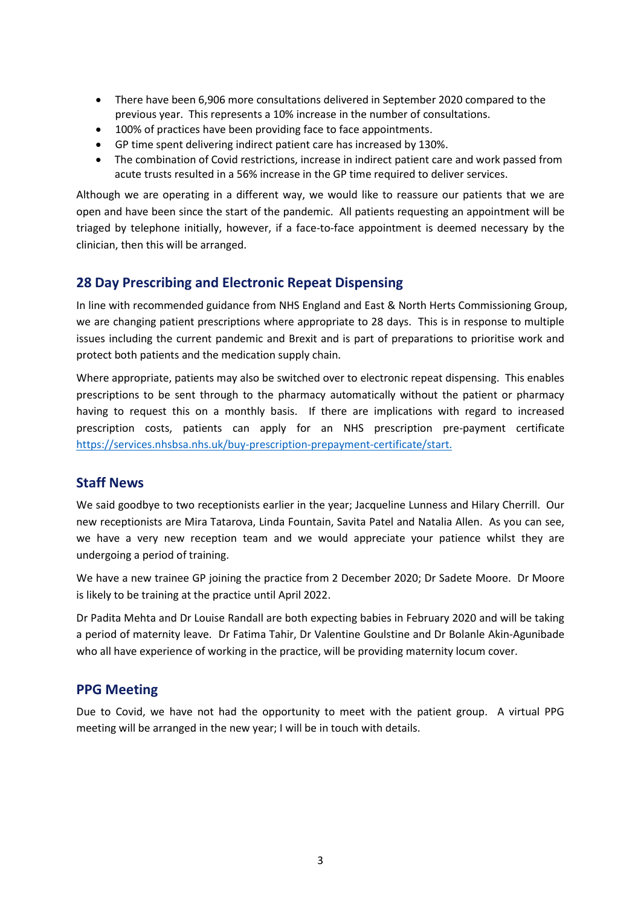- There have been 6,906 more consultations delivered in September 2020 compared to the previous year. This represents a 10% increase in the number of consultations.
- 100% of practices have been providing face to face appointments.
- GP time spent delivering indirect patient care has increased by 130%.
- The combination of Covid restrictions, increase in indirect patient care and work passed from acute trusts resulted in a 56% increase in the GP time required to deliver services.

Although we are operating in a different way, we would like to reassure our patients that we are open and have been since the start of the pandemic. All patients requesting an appointment will be triaged by telephone initially, however, if a face-to-face appointment is deemed necessary by the clinician, then this will be arranged.

## 28 Day Prescribing and Electronic Repeat Dispensing

In line with recommended guidance from NHS England and East & North Herts Commissioning Group, we are changing patient prescriptions where appropriate to 28 days. This is in response to multiple issues including the current pandemic and Brexit and is part of preparations to prioritise work and protect both patients and the medication supply chain.

Where appropriate, patients may also be switched over to electronic repeat dispensing. This enables prescriptions to be sent through to the pharmacy automatically without the patient or pharmacy having to request this on a monthly basis. If there are implications with regard to increased prescription costs, patients can apply for an NHS prescription pre-payment certificate [https://services.nhsbsa.nhs.uk/buy-prescription-prepayment-certificate/start.](https://services.nhsbsa.nhs.uk/buy-prescription-prepayment-certificate/start)

## Staff News

We said goodbye to two receptionists earlier in the year; Jacqueline Lunness and Hilary Cherrill. Our new receptionists are Mira Tatarova, Linda Fountain, Savita Patel and Natalia Allen. As you can see, we have a very new reception team and we would appreciate your patience whilst they are undergoing a period of training.

We have a new trainee GP joining the practice from 2 December 2020; Dr Sadete Moore. Dr Moore is likely to be training at the practice until April 2022.

Dr Padita Mehta and Dr Louise Randall are both expecting babies in February 2020 and will be taking a period of maternity leave. Dr Fatima Tahir, Dr Valentine Goulstine and Dr Bolanle Akin-Agunibade who all have experience of working in the practice, will be providing maternity locum cover.

## PPG Meeting

Due to Covid, we have not had the opportunity to meet with the patient group. A virtual PPG meeting will be arranged in the new year; I will be in touch with details.